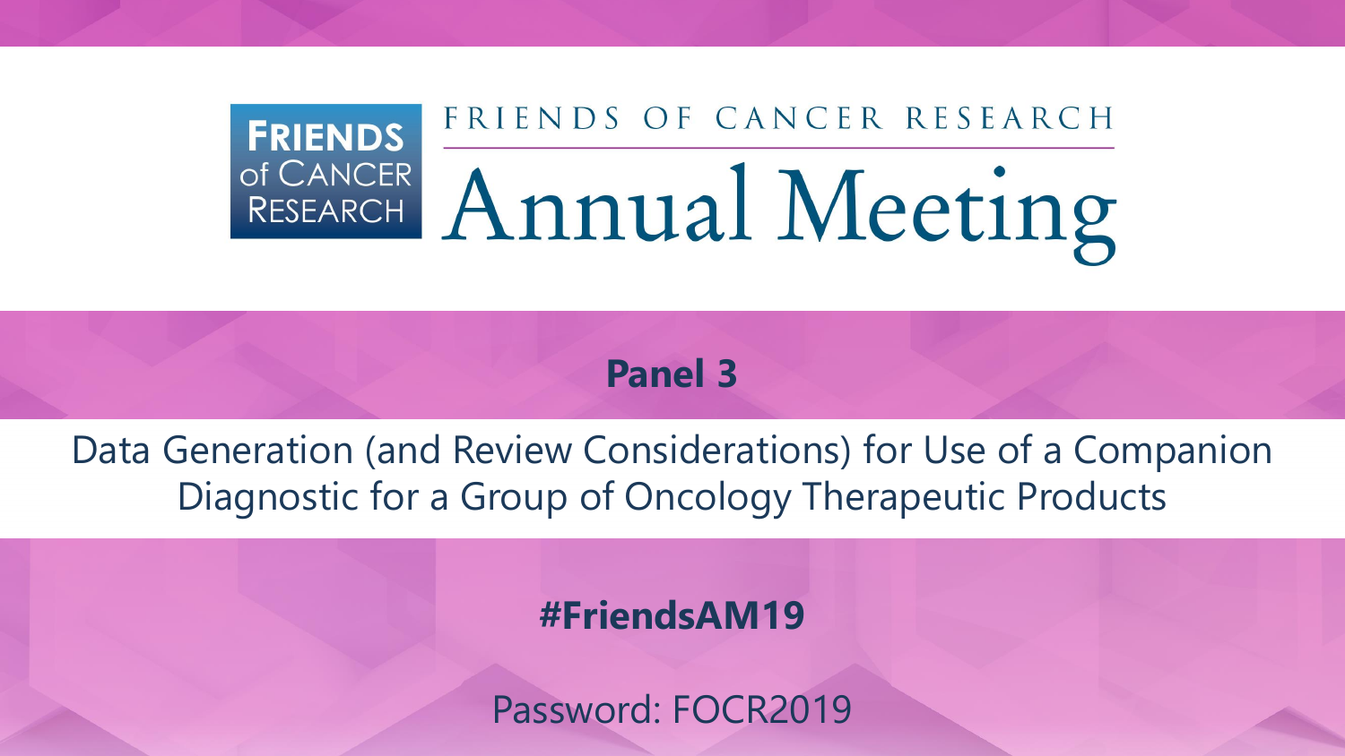# Friends of Cancer Research Annual Meeting

## Panel 3

Data Generation (and Review Considerations) for Use of a Companion Diagnostic for a Group of Oncology Therapeutic Products

**#FriendsAM19**

Password: FOCR2019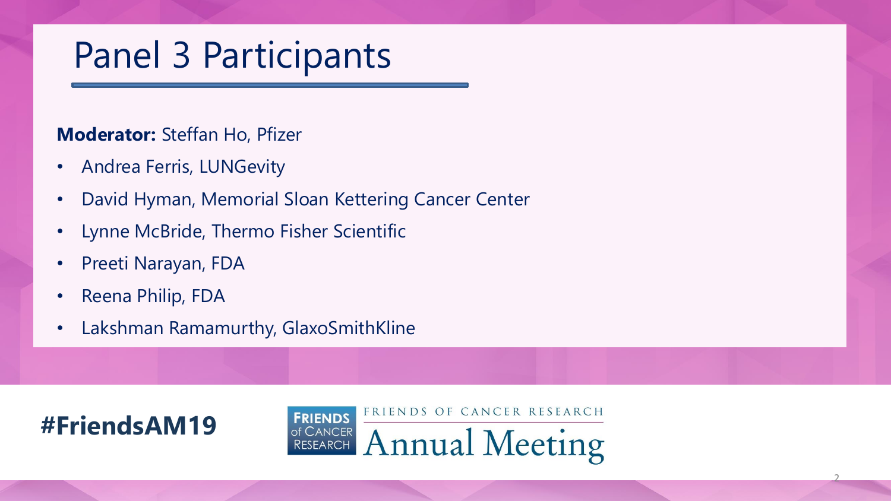# Panel 3 Participants

**Moderator:** Steffan Ho, Pfizer

- Andrea Ferris, LUNGevity
- David Hyman, Memorial Sloan Kettering Cancer Center
- Lynne McBride, Thermo Fisher Scientific
- Preeti Narayan, FDA
- Reena Philip, FDA
- Lakshman Ramamurthy, GlaxoSmithKline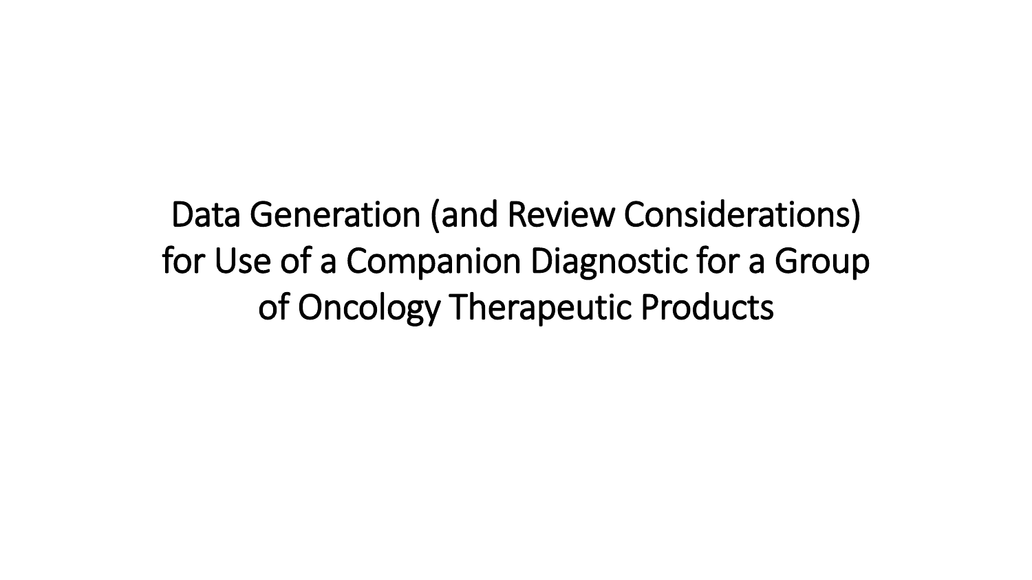# Data Generation (and Review Considerations) for Use of a Companion Diagnostic for a Group of Oncology Therapeutic Products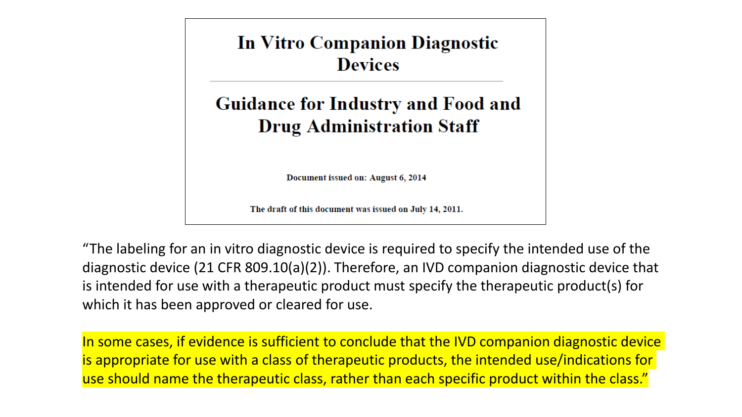# In Vitro Companion Diagnostic Devices

## Guidance for Industry and Food and Drug Administration Staff

**Document issued on: August 6, 2014**

**The draft of this document was issued on July 14, 2011.**

"The labeling for an in vitro diagnostic device is required to specify the intended use of the diagnostic device (21 CFR 809.10(a)(2)). Therefore, an IVD companion diagnostic device that is intended for use with a therapeutic product must specify the therapeutic product(s) for which it has been approved or cleared for use.

In some cases, if evidence is sufficient to conclude that the IVD companion diagnostic device is appropriate for use with a class of therapeutic products, the intended use/indications for use should name the therapeutic class, rather than each specific product within the class."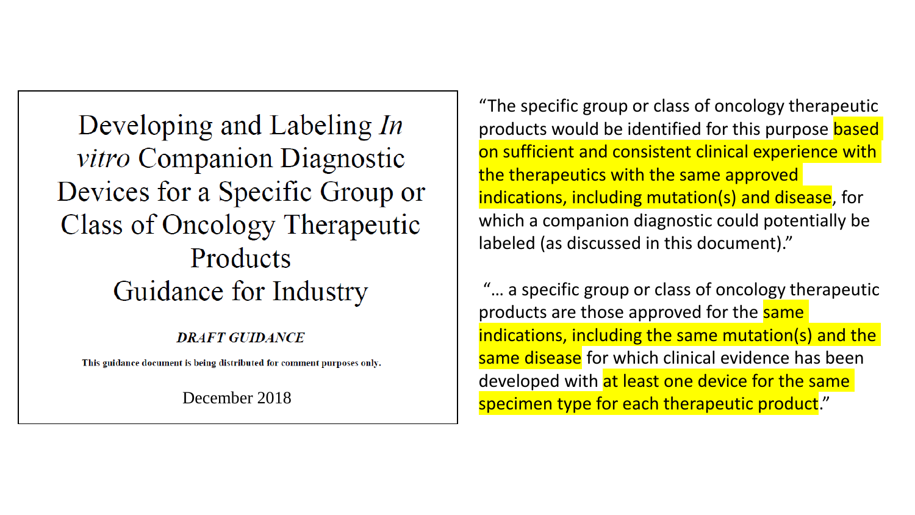# Developing and Labeling *In vitro* Companion Diagnostic Devices for a Specific Group or Class of Oncology Therapeutic Products

## Guidance for Industry

***DRAFT GUIDANCE***

**This guidance document is being distributed for comment purposes only.**

December 2018

"The specific group or class of oncology therapeutic products would be identified for this purpose based on sufficient and consistent clinical experience with the therapeutics with the same approved indications, including mutation(s) and disease, for which a companion diagnostic could potentially be labeled (as discussed in this document)."

"… a specific group or class of oncology therapeutic products are those approved for the same indications, including the same mutation(s) and the same disease for which clinical evidence has been developed with at least one device for the same specimen type for each therapeutic product."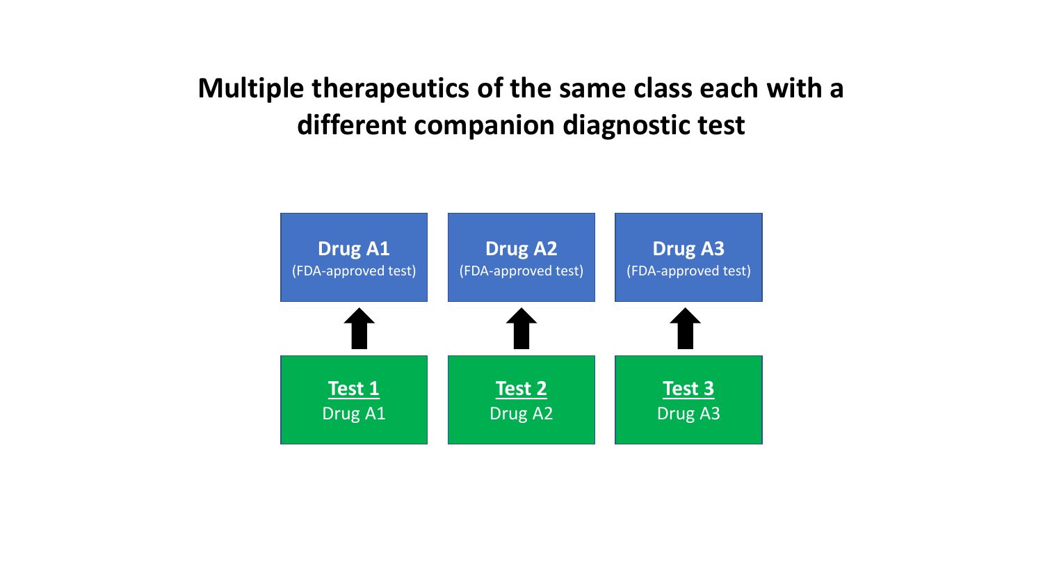# Multiple therapeutics of the same class each with a different companion diagnostic test

**Drug A1**
(FDA-approved test)

**Drug A2**
(FDA-approved test)

**Drug A3**
(FDA-approved test)

**Test 1**
Drug A1

**Test 2**
Drug A2

**Test 3**
Drug A3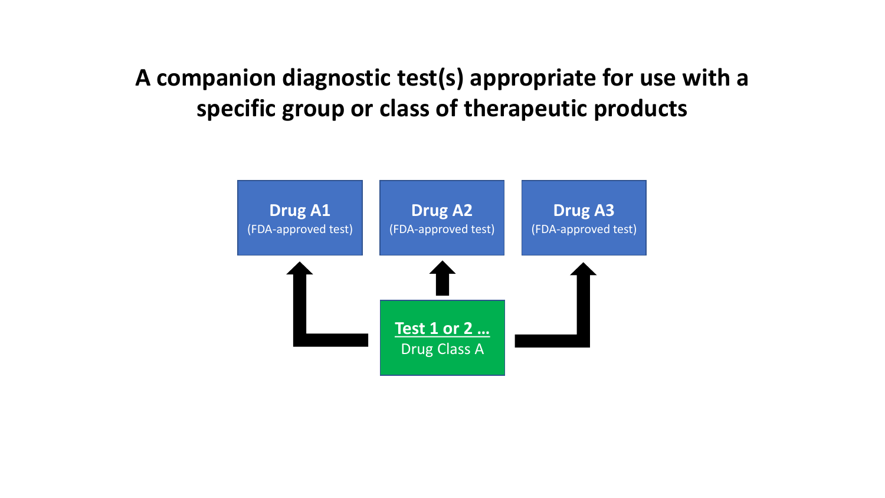# A companion diagnostic test(s) appropriate for use with a specific group or class of therapeutic products

**Drug A1**
(FDA-approved test)

**Drug A2**
(FDA-approved test)

**Drug A3**
(FDA-approved test)

**Test 1 or 2 …**
Drug Class A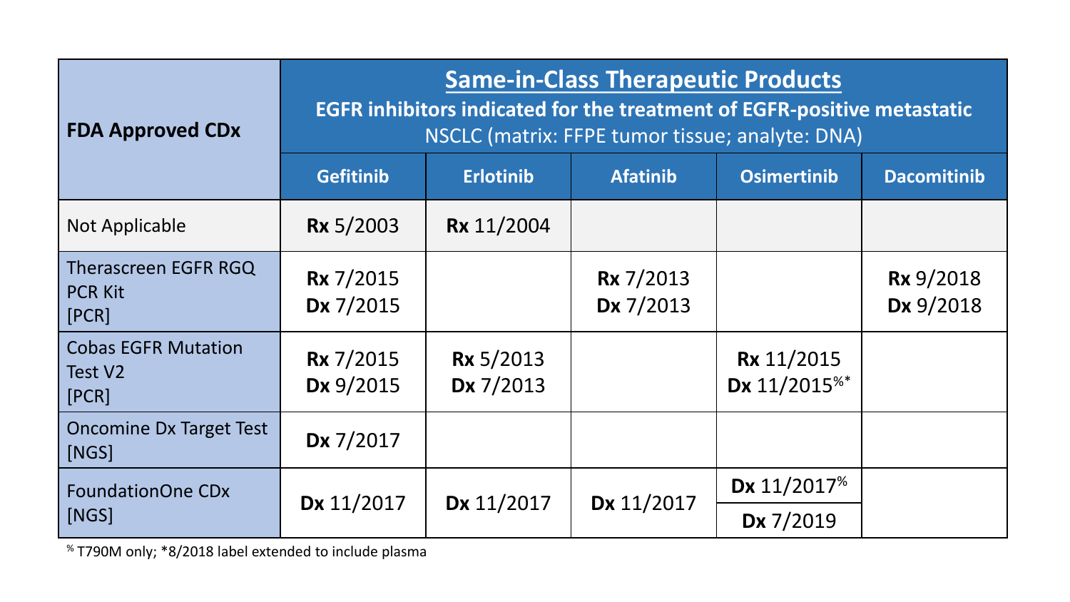| FDA Approved CDx | Same-in-Class Therapeutic Products<br>EGFR inhibitors indicated for the treatment of EGFR-positive metastatic NSCLC (matrix: FFPE tumor tissue; analyte: DNA) | | | | |
|---|---|---|---|---|---|
| | **Gefitinib** | **Erlotinib** | **Afatinib** | **Osimertinib** | **Dacomitinib** |
| Not Applicable | **Rx** 5/2003 | **Rx** 11/2004 | | | |
| Therascreen EGFR RGQ PCR Kit [PCR] | **Rx** 7/2015<br>**Dx** 7/2015 | | **Rx** 7/2013<br>**Dx** 7/2013 | | **Rx** 9/2018<br>**Dx** 9/2018 |
| Cobas EGFR Mutation Test V2 [PCR] | **Rx** 7/2015<br>**Dx** 9/2015 | **Rx** 5/2013<br>**Dx** 7/2013 | | **Rx** 11/2015<br>**Dx** 11/2015[%*] | |
| Oncomine Dx Target Test [NGS] | **Dx** 7/2017 | | | | |
| FoundationOne CDx [NGS] | **Dx** 11/2017 | **Dx** 11/2017 | **Dx** 11/2017 | **Dx** 11/2017[%]<br>**Dx** 7/2019 | |

[%] T790M only; *8/2018 label extended to include plasma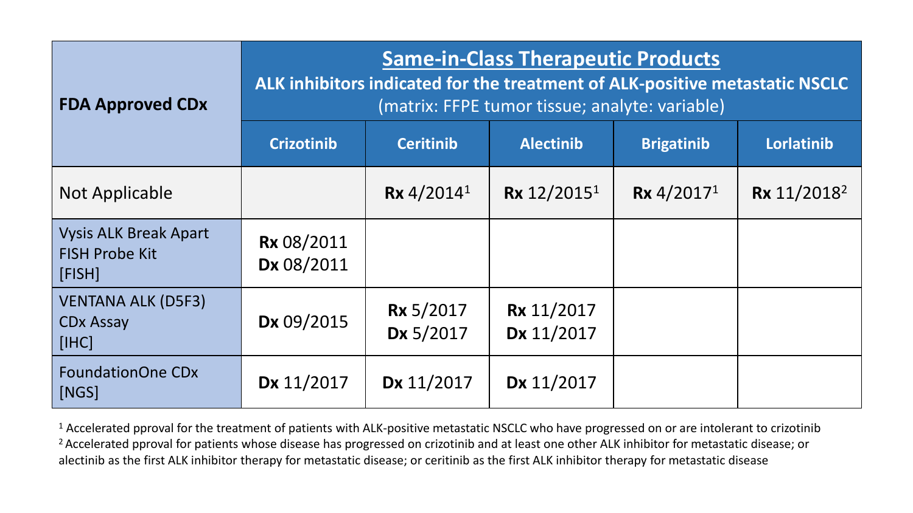| FDA Approved CDx | **Same-in-Class Therapeutic Products** ALK inhibitors indicated for the treatment of ALK-positive metastatic NSCLC (matrix: FFPE tumor tissue; analyte: variable) | | | | |
|---|---|---|---|---|---|
| | **Crizotinib** | **Ceritinib** | **Alectinib** | **Brigatinib** | **Lorlatinib** |
| Not Applicable | | **Rx** 4/2014[1] | **Rx** 12/2015[1] | **Rx** 4/2017[1] | **Rx** 11/2018[2] |
| Vysis ALK Break Apart FISH Probe Kit [FISH] | **Rx** 08/2011 **Dx** 08/2011 | | | | |
| VENTANA ALK (D5F3) CDx Assay [IHC] | **Dx** 09/2015 | **Rx** 5/2017 **Dx** 5/2017 | **Rx** 11/2017 **Dx** 11/2017 | | |
| FoundationOne CDx [NGS] | **Dx** 11/2017 | **Dx** 11/2017 | **Dx** 11/2017 | | |

[1] Accelerated pproval for the treatment of patients with ALK-positive metastatic NSCLC who have progressed on or are intolerant to crizotinib

[2] Accelerated pproval for patients whose disease has progressed on crizotinib and at least one other ALK inhibitor for metastatic disease; or alectinib as the first ALK inhibitor therapy for metastatic disease; or ceritinib as the first ALK inhibitor therapy for metastatic disease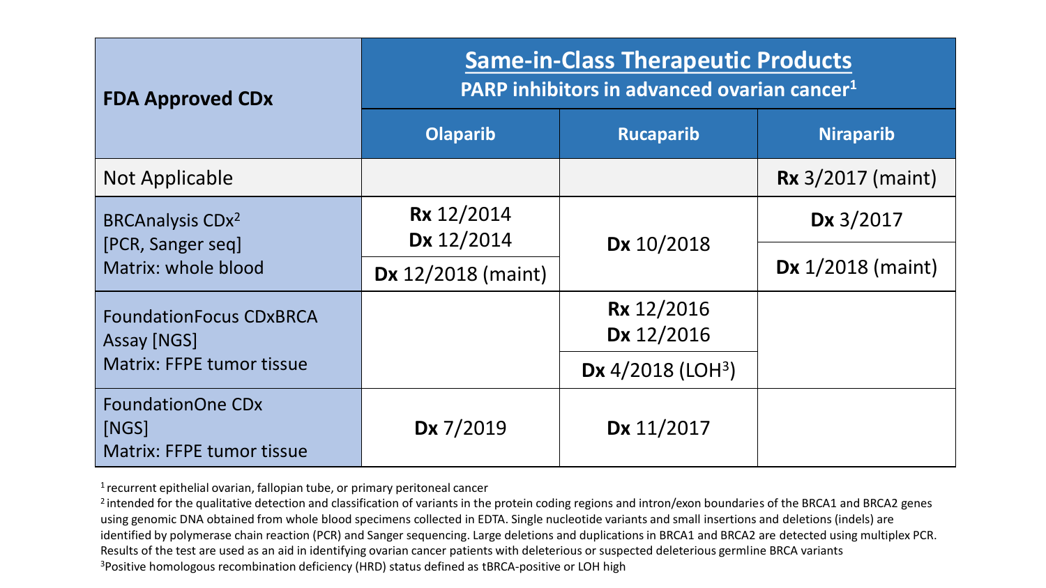| FDA Approved CDx | Same-in-Class Therapeutic Products<br>PARP inhibitors in advanced ovarian cancer[1] | | |
|---|---|---|---|
| | **Olaparib** | **Rucaparib** | **Niraparib** |
| Not Applicable | | | **Rx** 3/2017 (maint) |
| BRCAnalysis CDx[2]<br>[PCR, Sanger seq]<br>Matrix: whole blood | **Rx** 12/2014<br>**Dx** 12/2014<br>**Dx** 12/2018 (maint) | **Dx** 10/2018 | **Dx** 3/2017<br>**Dx** 1/2018 (maint) |
| FoundationFocus CDxBRCA Assay [NGS]<br>Matrix: FFPE tumor tissue | | **Rx** 12/2016<br>**Dx** 12/2016<br>**Dx** 4/2018 (LOH[3]) | |
| FoundationOne CDx<br>[NGS]<br>Matrix: FFPE tumor tissue | **Dx** 7/2019 | **Dx** 11/2017 | |

[1] recurrent epithelial ovarian, fallopian tube, or primary peritoneal cancer

[2] intended for the qualitative detection and classification of variants in the protein coding regions and intron/exon boundaries of the BRCA1 and BRCA2 genes using genomic DNA obtained from whole blood specimens collected in EDTA. Single nucleotide variants and small insertions and deletions (indels) are identified by polymerase chain reaction (PCR) and Sanger sequencing. Large deletions and duplications in BRCA1 and BRCA2 are detected using multiplex PCR. Results of the test are used as an aid in identifying ovarian cancer patients with deleterious or suspected deleterious germline BRCA variants

[3] Positive homologous recombination deficiency (HRD) status defined as tBRCA-positive or LOH high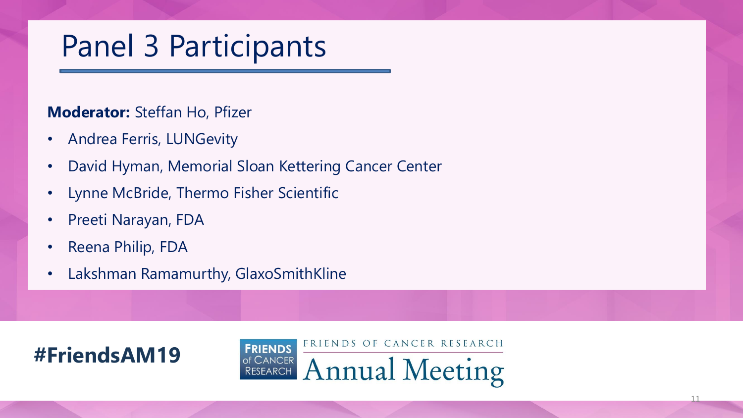# Panel 3 Participants

**Moderator:** Steffan Ho, Pfizer

- Andrea Ferris, LUNGevity
- David Hyman, Memorial Sloan Kettering Cancer Center
- Lynne McBride, Thermo Fisher Scientific
- Preeti Narayan, FDA
- Reena Philip, FDA
- Lakshman Ramamurthy, GlaxoSmithKline

**#FriendsAM19**

FRIENDS of CANCER RESEARCH

FRIENDS OF CANCER RESEARCH
Annual Meeting